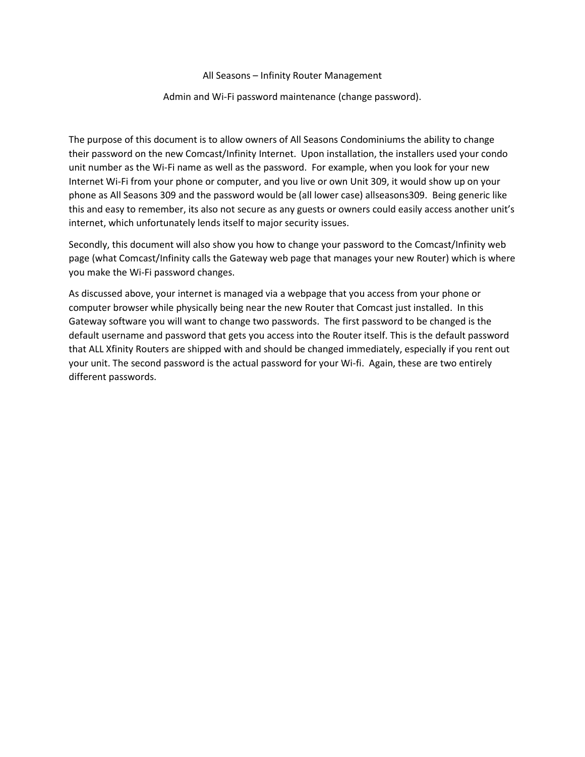# All Seasons – Infinity Router Management

## Admin and Wi-Fi password maintenance (change password).

The purpose of this document is to allow owners of All Seasons Condominiums the ability to change their password on the new Comcast/Infinity Internet. Upon installation, the installers used your condo unit number as the Wi-Fi name as well as the password. For example, when you look for your new Internet Wi-Fi from your phone or computer, and you live or own Unit 309, it would show up on your phone as All Seasons 309 and the password would be (all lower case) allseasons309. Being generic like this and easy to remember, its also not secure as any guests or owners could easily access another unit's internet, which unfortunately lends itself to major security issues.

Secondly, this document will also show you how to change your password to the Comcast/Infinity web page (what Comcast/Infinity calls the Gateway web page that manages your new Router) which is where you make the Wi-Fi password changes.

As discussed above, your internet is managed via a webpage that you access from your phone or computer browser while physically being near the new Router that Comcast just installed. In this Gateway software you will want to change two passwords. The first password to be changed is the default username and password that gets you access into the Router itself. This is the default password that ALL Xfinity Routers are shipped with and should be changed immediately, especially if you rent out your unit. The second password is the actual password for your Wi-fi. Again, these are two entirely different passwords.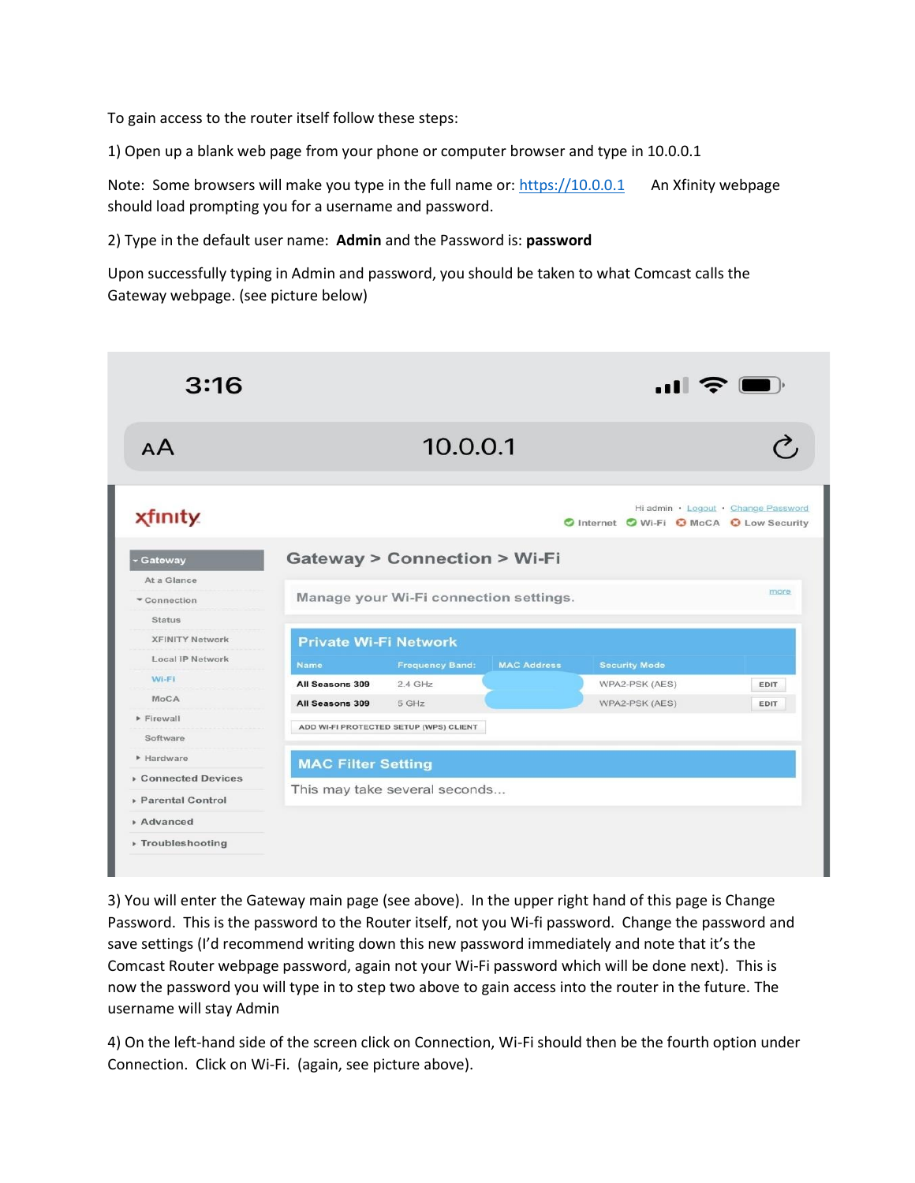To gain access to the router itself follow these steps:

1) Open up a blank web page from your phone or computer browser and type in 10.0.0.1

Note: Some browsers will make you type in the full name or: https://10.0.0.1 An Xfinity webpage should load prompting you for a username and password.

2) Type in the default user name: **Admin** and the Password is: **password**

Upon successfully typing in Admin and password, you should be taken to what Comcast calls the Gateway webpage. (see picture below)

3) You will enter the Gateway main page (see above). In the upper right hand of this page is Change Password. This is the password to the Router itself, not you Wi-fi password. Change the password and save settings (I'd recommend writing down this new password immediately and note that it's the Comcast Router webpage password, again not your Wi-Fi password which will be done next). This is now the password you will type in to step two above to gain access into the router in the future. The username will stay Admin

4) On the left-hand side of the screen click on Connection, Wi-Fi should then be the fourth option under Connection. Click on Wi-Fi. (again, see picture above).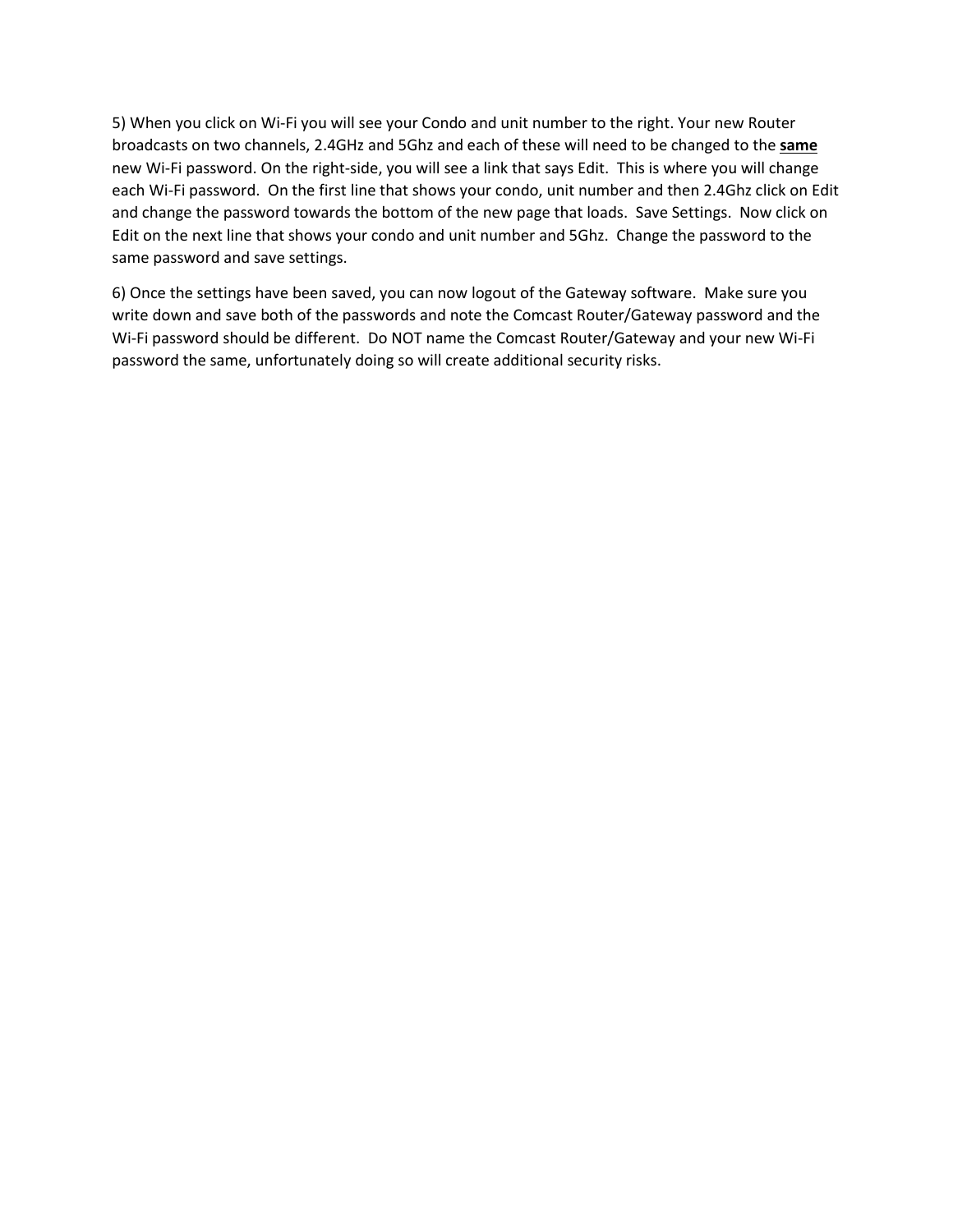5) When you click on Wi-Fi you will see your Condo and unit number to the right. Your new Router broadcasts on two channels, 2.4GHz and 5Ghz and each of these will need to be changed to the **<u>same</u>** new Wi-Fi password. On the right-side, you will see a link that says Edit. This is where you will change each Wi-Fi password. On the first line that shows your condo, unit number and then 2.4Ghz click on Edit and change the password towards the bottom of the new page that loads. Save Settings. Now click on Edit on the next line that shows your condo and unit number and 5Ghz. Change the password to the same password and save settings.

6) Once the settings have been saved, you can now logout of the Gateway software. Make sure you write down and save both of the passwords and note the Comcast Router/Gateway password and the Wi-Fi password should be different. Do NOT name the Comcast Router/Gateway and your new Wi-Fi password the same, unfortunately doing so will create additional security risks.